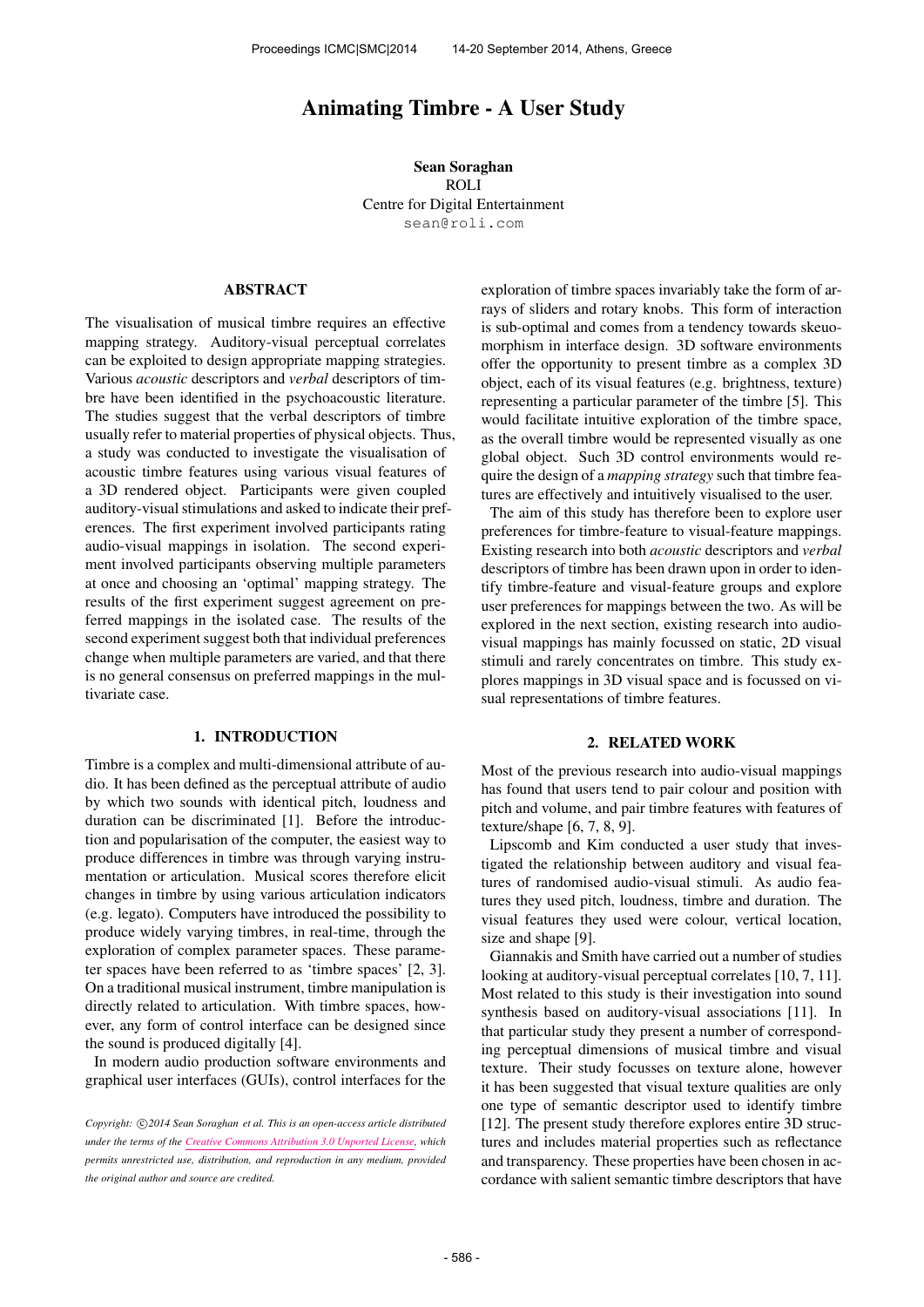# Animating Timbre - A User Study

**Sean Soraghan**
ROLI
Centre for Digital Entertainment
sean@roli.com

## ABSTRACT

The visualisation of musical timbre requires an effective mapping strategy. Auditory-visual perceptual correlates can be exploited to design appropriate mapping strategies. Various *acoustic* descriptors and *verbal* descriptors of timbre have been identified in the psychoacoustic literature. The studies suggest that the verbal descriptors of timbre usually refer to material properties of physical objects. Thus, a study was conducted to investigate the visualisation of acoustic timbre features using various visual features of a 3D rendered object. Participants were given coupled auditory-visual stimulations and asked to indicate their preferences. The first experiment involved participants rating audio-visual mappings in isolation. The second experiment involved participants observing multiple parameters at once and choosing an 'optimal' mapping strategy. The results of the first experiment suggest agreement on preferred mappings in the isolated case. The results of the second experiment suggest both that individual preferences change when multiple parameters are varied, and that there is no general consensus on preferred mappings in the multivariate case.

## 1. INTRODUCTION

Timbre is a complex and multi-dimensional attribute of audio. It has been defined as the perceptual attribute of audio by which two sounds with identical pitch, loudness and duration can be discriminated [1]. Before the introduction and popularisation of the computer, the easiest way to produce differences in timbre was through varying instrumentation or articulation. Musical scores therefore elicit changes in timbre by using various articulation indicators (e.g. legato). Computers have introduced the possibility to produce widely varying timbres, in real-time, through the exploration of complex parameter spaces. These parameter spaces have been referred to as 'timbre spaces' [2, 3]. On a traditional musical instrument, timbre manipulation is directly related to articulation. With timbre spaces, however, any form of control interface can be designed since the sound is produced digitally [4].

In modern audio production software environments and graphical user interfaces (GUIs), control interfaces for the exploration of timbre spaces invariably take the form of arrays of sliders and rotary knobs. This form of interaction is sub-optimal and comes from a tendency towards skeuomorphism in interface design. 3D software environments offer the opportunity to present timbre as a complex 3D object, each of its visual features (e.g. brightness, texture) representing a particular parameter of the timbre [5]. This would facilitate intuitive exploration of the timbre space, as the overall timbre would be represented visually as one global object. Such 3D control environments would require the design of a *mapping strategy* such that timbre features are effectively and intuitively visualised to the user.

The aim of this study has therefore been to explore user preferences for timbre-feature to visual-feature mappings. Existing research into both *acoustic* descriptors and *verbal* descriptors of timbre has been drawn upon in order to identify timbre-feature and visual-feature groups and explore user preferences for mappings between the two. As will be explored in the next section, existing research into audio-visual mappings has mainly focussed on static, 2D visual stimuli and rarely concentrates on timbre. This study explores mappings in 3D visual space and is focussed on visual representations of timbre features.

## 2. RELATED WORK

Most of the previous research into audio-visual mappings has found that users tend to pair colour and position with pitch and volume, and pair timbre features with features of texture/shape [6, 7, 8, 9].

Lipscomb and Kim conducted a user study that investigated the relationship between auditory and visual features of randomised audio-visual stimuli. As audio features they used pitch, loudness, timbre and duration. The visual features they used were colour, vertical location, size and shape [9].

Giannakis and Smith have carried out a number of studies looking at auditory-visual perceptual correlates [10, 7, 11]. Most related to this study is their investigation into sound synthesis based on auditory-visual associations [11]. In that particular study they present a number of corresponding perceptual dimensions of musical timbre and visual texture. Their study focusses on texture alone, however it has been suggested that visual texture qualities are only one type of semantic descriptor used to identify timbre [12]. The present study therefore explores entire 3D structures and includes material properties such as reflectance and transparency. These properties have been chosen in accordance with salient semantic timbre descriptors that have

*Copyright: ©2014 Sean Soraghan et al. This is an open-access article distributed under the terms of the Creative Commons Attribution 3.0 Unported License, which permits unrestricted use, distribution, and reproduction in any medium, provided the original author and source are credited.*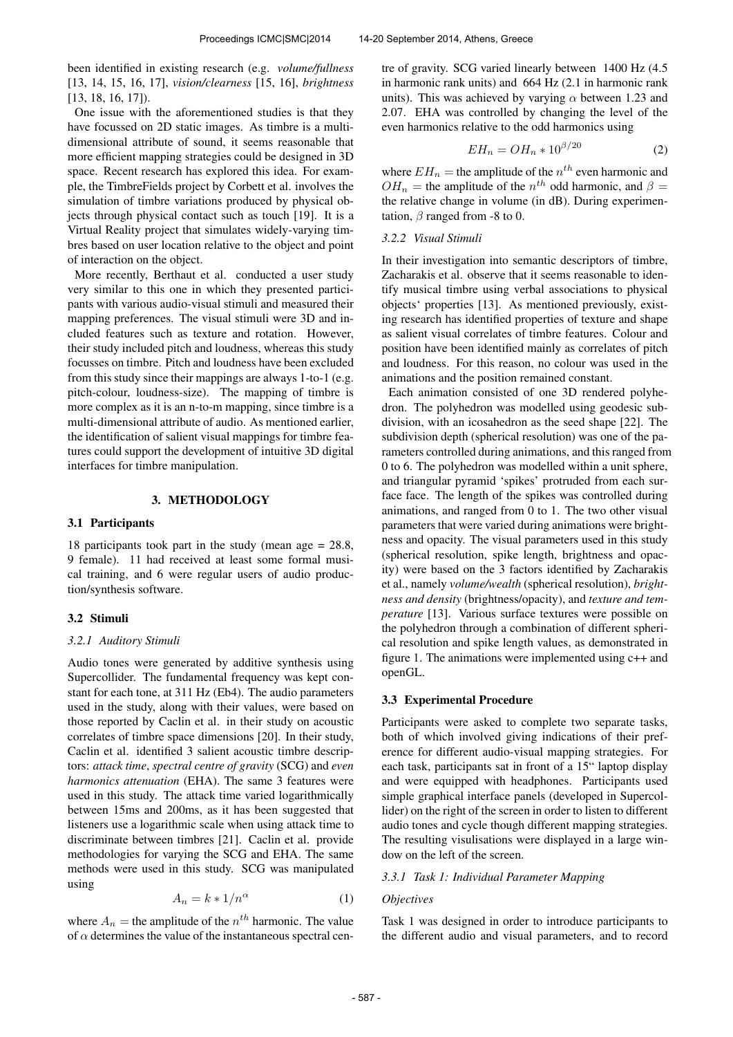been identified in existing research (e.g. *volume/fullness* [13, 14, 15, 16, 17], *vision/clearness* [15, 16], *brightness* [13, 18, 16, 17]).

One issue with the aforementioned studies is that they have focussed on 2D static images. As timbre is a multidimensional attribute of sound, it seems reasonable that more efficient mapping strategies could be designed in 3D space. Recent research has explored this idea. For example, the TimbreFields project by Corbett et al. involves the simulation of timbre variations produced by physical objects through physical contact such as touch [19]. It is a Virtual Reality project that simulates widely-varying timbres based on user location relative to the object and point of interaction on the object.

More recently, Berthaut et al. conducted a user study very similar to this one in which they presented participants with various audio-visual stimuli and measured their mapping preferences. The visual stimuli were 3D and included features such as texture and rotation. However, their study included pitch and loudness, whereas this study focusses on timbre. Pitch and loudness have been excluded from this study since their mappings are always 1-to-1 (e.g. pitch-colour, loudness-size). The mapping of timbre is more complex as it is an n-to-m mapping, since timbre is a multi-dimensional attribute of audio. As mentioned earlier, the identification of salient visual mappings for timbre features could support the development of intuitive 3D digital interfaces for timbre manipulation.

## 3. METHODOLOGY

### 3.1 Participants

18 participants took part in the study (mean age = 28.8, 9 female). 11 had received at least some formal musical training, and 6 were regular users of audio production/synthesis software.

### 3.2 Stimuli

#### *3.2.1 Auditory Stimuli*

Audio tones were generated by additive synthesis using Supercollider. The fundamental frequency was kept constant for each tone, at 311 Hz (Eb4). The audio parameters used in the study, along with their values, were based on those reported by Caclin et al. in their study on acoustic correlates of timbre space dimensions [20]. In their study, Caclin et al. identified 3 salient acoustic timbre descriptors: *attack time*, *spectral centre of gravity* (SCG) and *even harmonics attenuation* (EHA). The same 3 features were used in this study. The attack time varied logarithmically between 15ms and 200ms, as it has been suggested that listeners use a logarithmic scale when using attack time to discriminate between timbres [21]. Caclin et al. provide methodologies for varying the SCG and EHA. The same methods were used in this study. SCG was manipulated using

$$A_n = k * 1/n^{\alpha} \tag{1}$$

where $A_n$ = the amplitude of the $n^{th}$ harmonic. The value of $\alpha$ determines the value of the instantaneous spectral centre of gravity. SCG varied linearly between 1400 Hz (4.5 in harmonic rank units) and 664 Hz (2.1 in harmonic rank units). This was achieved by varying $\alpha$ between 1.23 and 2.07. EHA was controlled by changing the level of the even harmonics relative to the odd harmonics using

$$EH_n = OH_n * 10^{\beta/20} \tag{2}$$

where $EH_n$ = the amplitude of the $n^{th}$ even harmonic and $OH_n$ = the amplitude of the $n^{th}$ odd harmonic, and $\beta$ = the relative change in volume (in dB). During experimentation, $\beta$ ranged from -8 to 0.

#### *3.2.2 Visual Stimuli*

In their investigation into semantic descriptors of timbre, Zacharakis et al. observe that it seems reasonable to identify musical timbre using verbal associations to physical objects' properties [13]. As mentioned previously, existing research has identified properties of texture and shape as salient visual correlates of timbre features. Colour and position have been identified mainly as correlates of pitch and loudness. For this reason, no colour was used in the animations and the position remained constant.

Each animation consisted of one 3D rendered polyhedron. The polyhedron was modelled using geodesic subdivision, with an icosahedron as the seed shape [22]. The subdivision depth (spherical resolution) was one of the parameters controlled during animations, and this ranged from 0 to 6. The polyhedron was modelled within a unit sphere, and triangular pyramid 'spikes' protruded from each surface face. The length of the spikes was controlled during animations, and ranged from 0 to 1. The two other visual parameters that were varied during animations were brightness and opacity. The visual parameters used in this study (spherical resolution, spike length, brightness and opacity) were based on the 3 factors identified by Zacharakis et al., namely *volume/wealth* (spherical resolution), *brightness and density* (brightness/opacity), and *texture and temperature* [13]. Various surface textures were possible on the polyhedron through a combination of different spherical resolution and spike length values, as demonstrated in figure 1. The animations were implemented using c++ and openGL.

### 3.3 Experimental Procedure

Participants were asked to complete two separate tasks, both of which involved giving indications of their preference for different audio-visual mapping strategies. For each task, participants sat in front of a 15" laptop display and were equipped with headphones. Participants used simple graphical interface panels (developed in Supercollider) on the right of the screen in order to listen to different audio tones and cycle though different mapping strategies. The resulting visulisations were displayed in a large window on the left of the screen.

#### *3.3.1 Task 1: Individual Parameter Mapping*

*Objectives*

Task 1 was designed in order to introduce participants to the different audio and visual parameters, and to record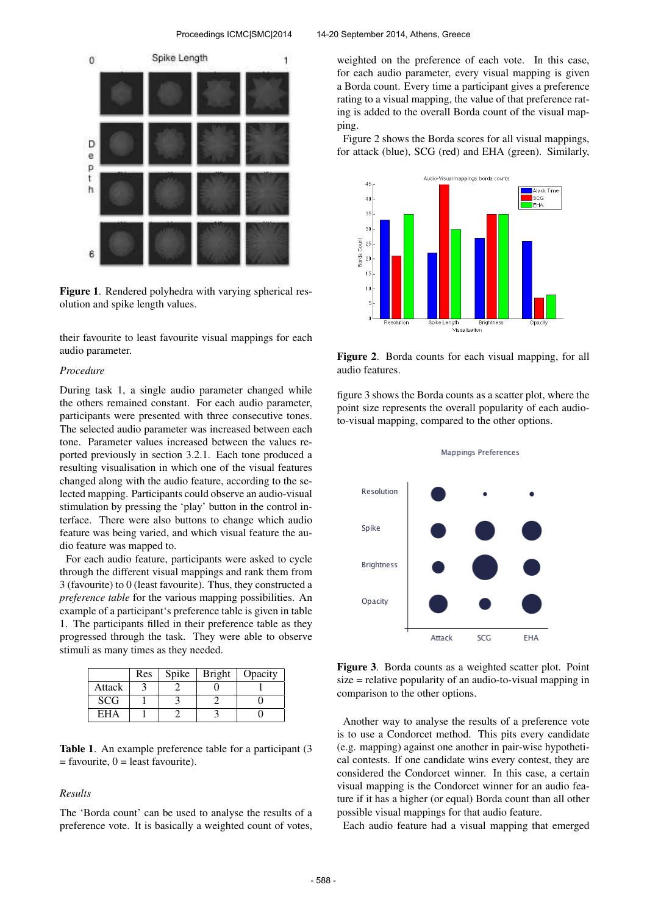Figure 1. Rendered polyhedra with varying spherical resolution and spike length values.

their favourite to least favourite visual mappings for each audio parameter.

*Procedure*

During task 1, a single audio parameter changed while the others remained constant. For each audio parameter, participants were presented with three consecutive tones. The selected audio parameter was increased between each tone. Parameter values increased between the values reported previously in section 3.2.1. Each tone produced a resulting visualisation in which one of the visual features changed along with the audio feature, according to the selected mapping. Participants could observe an audio-visual stimulation by pressing the 'play' button in the control interface. There were also buttons to change which audio feature was being varied, and which visual feature the audio feature was mapped to.

For each audio feature, participants were asked to cycle through the different visual mappings and rank them from 3 (favourite) to 0 (least favourite). Thus, they constructed a *preference table* for the various mapping possibilities. An example of a participant's preference table is given in table 1. The participants filled in their preference table as they progressed through the task. They were able to observe stimuli as many times as they needed.

| | Res | Spike | Bright | Opacity |
|---|---|---|---|---|
| Attack | 3 | 2 | 0 | 1 |
| SCG | 1 | 3 | 2 | 0 |
| EHA | 1 | 2 | 3 | 0 |

**Table 1**. An example preference table for a participant (3 = favourite, 0 = least favourite).

*Results*

The 'Borda count' can be used to analyse the results of a preference vote. It is basically a weighted count of votes, weighted on the preference of each vote. In this case, for each audio parameter, every visual mapping is given a Borda count. Every time a participant gives a preference rating to a visual mapping, the value of that preference rating is added to the overall Borda count of the visual mapping.

Figure 2 shows the Borda scores for all visual mappings, for attack (blue), SCG (red) and EHA (green). Similarly, figure 3 shows the Borda counts as a scatter plot, where the point size represents the overall popularity of each audio-to-visual mapping, compared to the other options.

**Figure 2**. Borda counts for each visual mapping, for all audio features.

**Figure 3**. Borda counts as a weighted scatter plot. Point size = relative popularity of an audio-to-visual mapping in comparison to the other options.

Another way to analyse the results of a preference vote is to use a Condorcet method. This pits every candidate (e.g. mapping) against one another in pair-wise hypothetical contests. If one candidate wins every contest, they are considered the Condorcet winner. In this case, a certain visual mapping is the Condorcet winner for an audio feature if it has a higher (or equal) Borda count than all other possible visual mappings for that audio feature.

Each audio feature had a visual mapping that emerged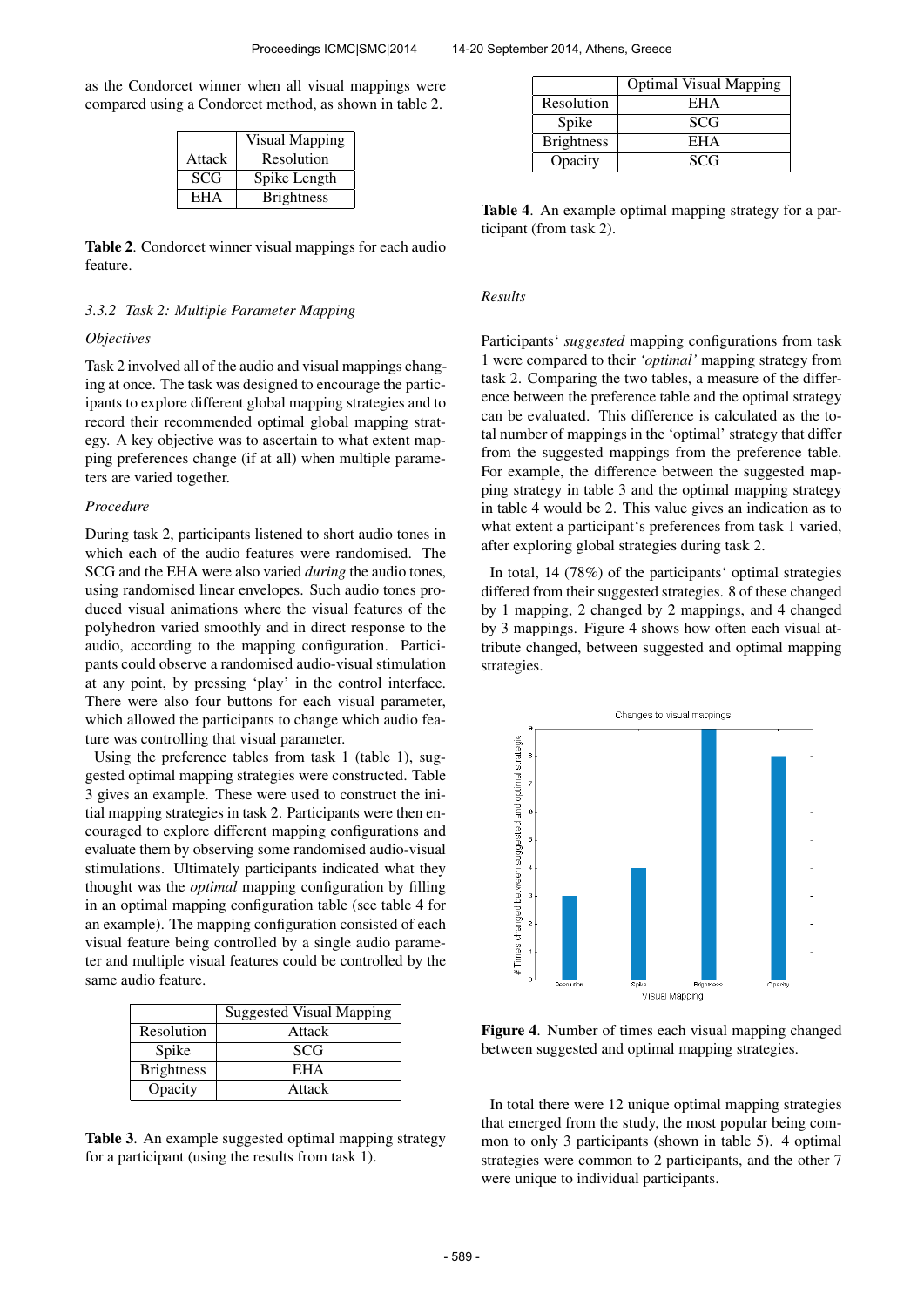as the Condorcet winner when all visual mappings were compared using a Condorcet method, as shown in table 2.

| | Visual Mapping |
|---|---|
| Attack | Resolution |
| SCG | Spike Length |
| EHA | Brightness |

**Table 2**. Condorcet winner visual mappings for each audio feature.

### *3.3.2 Task 2: Multiple Parameter Mapping*

*Objectives*

Task 2 involved all of the audio and visual mappings changing at once. The task was designed to encourage the participants to explore different global mapping strategies and to record their recommended optimal global mapping strategy. A key objective was to ascertain to what extent mapping preferences change (if at all) when multiple parameters are varied together.

*Procedure*

During task 2, participants listened to short audio tones in which each of the audio features were randomised. The SCG and the EHA were also varied *during* the audio tones, using randomised linear envelopes. Such audio tones produced visual animations where the visual features of the polyhedron varied smoothly and in direct response to the audio, according to the mapping configuration. Participants could observe a randomised audio-visual stimulation at any point, by pressing 'play' in the control interface. There were also four buttons for each visual parameter, which allowed the participants to change which audio feature was controlling that visual parameter.

Using the preference tables from task 1 (table 1), suggested optimal mapping strategies were constructed. Table 3 gives an example. These were used to construct the initial mapping strategies in task 2. Participants were then encouraged to explore different mapping configurations and evaluate them by observing some randomised audio-visual stimulations. Ultimately participants indicated what they thought was the *optimal* mapping configuration by filling in an optimal mapping configuration table (see table 4 for an example). The mapping configuration consisted of each visual feature being controlled by a single audio parameter and multiple visual features could be controlled by the same audio feature.

| | Suggested Visual Mapping |
|---|---|
| Resolution | Attack |
| Spike | SCG |
| Brightness | EHA |
| Opacity | Attack |

**Table 3**. An example suggested optimal mapping strategy for a participant (using the results from task 1).

| | Optimal Visual Mapping |
|---|---|
| Resolution | EHA |
| Spike | SCG |
| Brightness | EHA |
| Opacity | SCG |

**Table 4**. An example optimal mapping strategy for a participant (from task 2).

*Results*

Participants' *suggested* mapping configurations from task 1 were compared to their *'optimal'* mapping strategy from task 2. Comparing the two tables, a measure of the difference between the preference table and the optimal strategy can be evaluated. This difference is calculated as the total number of mappings in the 'optimal' strategy that differ from the suggested mappings from the preference table. For example, the difference between the suggested mapping strategy in table 3 and the optimal mapping strategy in table 4 would be 2. This value gives an indication as to what extent a participant's preferences from task 1 varied, after exploring global strategies during task 2.

In total, 14 (78%) of the participants' optimal strategies differed from their suggested strategies. 8 of these changed by 1 mapping, 2 changed by 2 mappings, and 4 changed by 3 mappings. Figure 4 shows how often each visual attribute changed, between suggested and optimal mapping strategies.

**Figure 4**. Number of times each visual mapping changed between suggested and optimal mapping strategies.

In total there were 12 unique optimal mapping strategies that emerged from the study, the most popular being common to only 3 participants (shown in table 5). 4 optimal strategies were common to 2 participants, and the other 7 were unique to individual participants.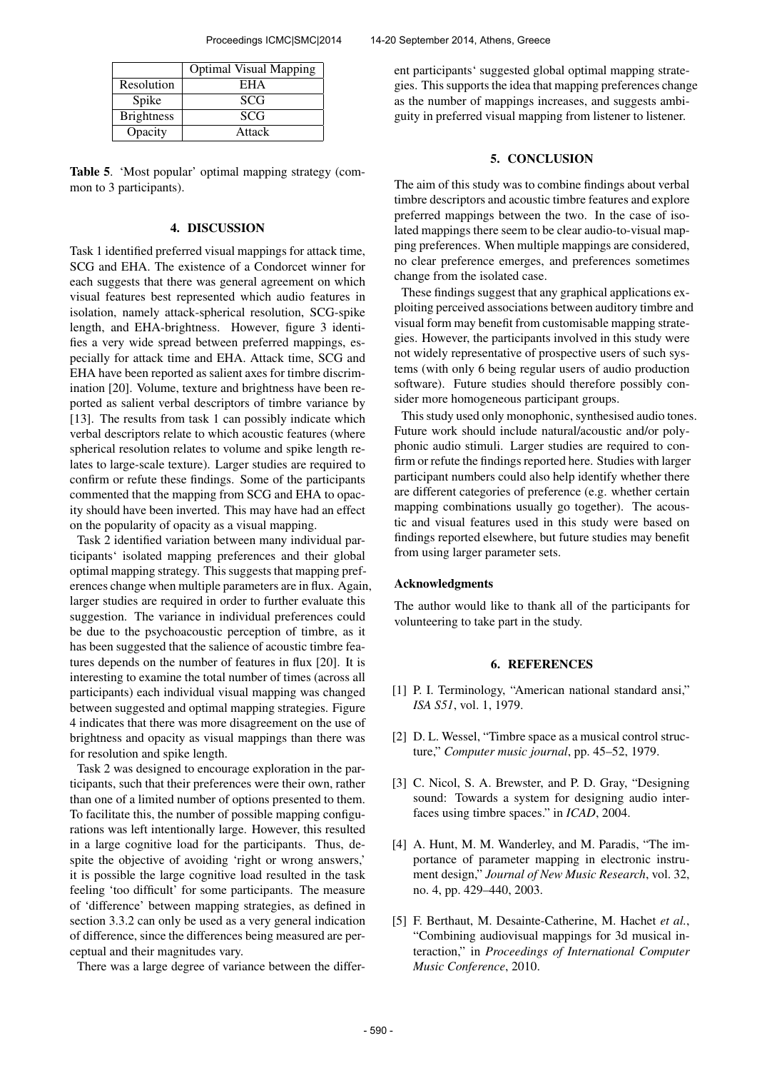| | Optimal Visual Mapping |
|---|---|
| Resolution | EHA |
| Spike | SCG |
| Brightness | SCG |
| Opacity | Attack |

**Table 5**. 'Most popular' optimal mapping strategy (common to 3 participants).

## 4. DISCUSSION

Task 1 identified preferred visual mappings for attack time, SCG and EHA. The existence of a Condorcet winner for each suggests that there was general agreement on which visual features best represented which audio features in isolation, namely attack-spherical resolution, SCG-spike length, and EHA-brightness. However, figure 3 identifies a very wide spread between preferred mappings, especially for attack time and EHA. Attack time, SCG and EHA have been reported as salient axes for timbre discrimination [20]. Volume, texture and brightness have been reported as salient verbal descriptors of timbre variance by [13]. The results from task 1 can possibly indicate which verbal descriptors relate to which acoustic features (where spherical resolution relates to volume and spike length relates to large-scale texture). Larger studies are required to confirm or refute these findings. Some of the participants commented that the mapping from SCG and EHA to opacity should have been inverted. This may have had an effect on the popularity of opacity as a visual mapping.

Task 2 identified variation between many individual participants' isolated mapping preferences and their global optimal mapping strategy. This suggests that mapping preferences change when multiple parameters are in flux. Again, larger studies are required in order to further evaluate this suggestion. The variance in individual preferences could be due to the psychoacoustic perception of timbre, as it has been suggested that the salience of acoustic timbre features depends on the number of features in flux [20]. It is interesting to examine the total number of times (across all participants) each individual visual mapping was changed between suggested and optimal mapping strategies. Figure 4 indicates that there was more disagreement on the use of brightness and opacity as visual mappings than there was for resolution and spike length.

Task 2 was designed to encourage exploration in the participants, such that their preferences were their own, rather than one of a limited number of options presented to them. To facilitate this, the number of possible mapping configurations was left intentionally large. However, this resulted in a large cognitive load for the participants. Thus, despite the objective of avoiding 'right or wrong answers,' it is possible the large cognitive load resulted in the task feeling 'too difficult' for some participants. The measure of 'difference' between mapping strategies, as defined in section 3.3.2 can only be used as a very general indication of difference, since the differences being measured are perceptual and their magnitudes vary.

There was a large degree of variance between the different participants' suggested global optimal mapping strategies. This supports the idea that mapping preferences change as the number of mappings increases, and suggests ambiguity in preferred visual mapping from listener to listener.

## 5. CONCLUSION

The aim of this study was to combine findings about verbal timbre descriptors and acoustic timbre features and explore preferred mappings between the two. In the case of isolated mappings there seem to be clear audio-to-visual mapping preferences. When multiple mappings are considered, no clear preference emerges, and preferences sometimes change from the isolated case.

These findings suggest that any graphical applications exploiting perceived associations between auditory timbre and visual form may benefit from customisable mapping strategies. However, the participants involved in this study were not widely representative of prospective users of such systems (with only 6 being regular users of audio production software). Future studies should therefore possibly consider more homogeneous participant groups.

This study used only monophonic, synthesised audio tones. Future work should include natural/acoustic and/or polyphonic audio stimuli. Larger studies are required to confirm or refute the findings reported here. Studies with larger participant numbers could also help identify whether there are different categories of preference (e.g. whether certain mapping combinations usually go together). The acoustic and visual features used in this study were based on findings reported elsewhere, but future studies may benefit from using larger parameter sets.

### Acknowledgments

The author would like to thank all of the participants for volunteering to take part in the study.

## 6. REFERENCES

[1] P. I. Terminology, "American national standard ansi," *ISA S51*, vol. 1, 1979.

[2] D. L. Wessel, "Timbre space as a musical control structure," *Computer music journal*, pp. 45–52, 1979.

[3] C. Nicol, S. A. Brewster, and P. D. Gray, "Designing sound: Towards a system for designing audio interfaces using timbre spaces." in *ICAD*, 2004.

[4] A. Hunt, M. M. Wanderley, and M. Paradis, "The importance of parameter mapping in electronic instrument design," *Journal of New Music Research*, vol. 32, no. 4, pp. 429–440, 2003.

[5] F. Berthaut, M. Desainte-Catherine, M. Hachet *et al.*, "Combining audiovisual mappings for 3d musical interaction," in *Proceedings of International Computer Music Conference*, 2010.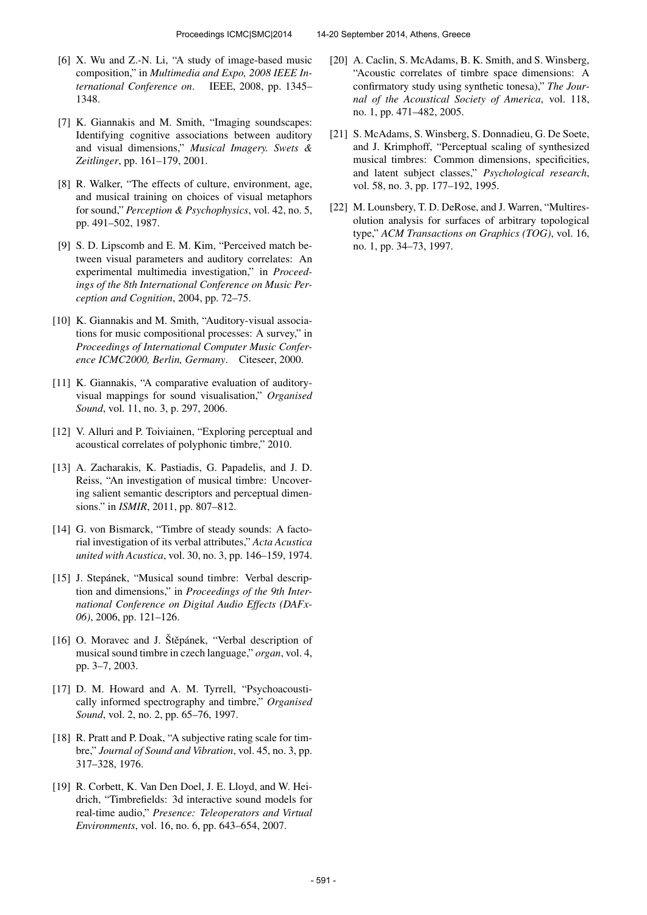[6] X. Wu and Z.-N. Li, "A study of image-based music composition," in *Multimedia and Expo, 2008 IEEE International Conference on*. IEEE, 2008, pp. 1345–1348.

[7] K. Giannakis and M. Smith, "Imaging soundscapes: Identifying cognitive associations between auditory and visual dimensions," *Musical Imagery. Swets & Zeitlinger*, pp. 161–179, 2001.

[8] R. Walker, "The effects of culture, environment, age, and musical training on choices of visual metaphors for sound," *Perception & Psychophysics*, vol. 42, no. 5, pp. 491–502, 1987.

[9] S. D. Lipscomb and E. M. Kim, "Perceived match between visual parameters and auditory correlates: An experimental multimedia investigation," in *Proceedings of the 8th International Conference on Music Perception and Cognition*, 2004, pp. 72–75.

[10] K. Giannakis and M. Smith, "Auditory-visual associations for music compositional processes: A survey," in *Proceedings of International Computer Music Conference ICMC2000, Berlin, Germany*. Citeseer, 2000.

[11] K. Giannakis, "A comparative evaluation of auditory-visual mappings for sound visualisation," *Organised Sound*, vol. 11, no. 3, p. 297, 2006.

[12] V. Alluri and P. Toiviainen, "Exploring perceptual and acoustical correlates of polyphonic timbre," 2010.

[13] A. Zacharakis, K. Pastiadis, G. Papadelis, and J. D. Reiss, "An investigation of musical timbre: Uncovering salient semantic descriptors and perceptual dimensions." in *ISMIR*, 2011, pp. 807–812.

[14] G. von Bismarck, "Timbre of steady sounds: A factorial investigation of its verbal attributes," *Acta Acustica united with Acustica*, vol. 30, no. 3, pp. 146–159, 1974.

[15] J. Stepánek, "Musical sound timbre: Verbal description and dimensions," in *Proceedings of the 9th International Conference on Digital Audio Effects (DAFx-06)*, 2006, pp. 121–126.

[16] O. Moravec and J. Štěpánek, "Verbal description of musical sound timbre in czech language," *organ*, vol. 4, pp. 3–7, 2003.

[17] D. M. Howard and A. M. Tyrrell, "Psychoacoustically informed spectrography and timbre," *Organised Sound*, vol. 2, no. 2, pp. 65–76, 1997.

[18] R. Pratt and P. Doak, "A subjective rating scale for timbre," *Journal of Sound and Vibration*, vol. 45, no. 3, pp. 317–328, 1976.

[19] R. Corbett, K. Van Den Doel, J. E. Lloyd, and W. Heidrich, "Timbrefields: 3d interactive sound models for real-time audio," *Presence: Teleoperators and Virtual Environments*, vol. 16, no. 6, pp. 643–654, 2007.

[20] A. Caclin, S. McAdams, B. K. Smith, and S. Winsberg, "Acoustic correlates of timbre space dimensions: A confirmatory study using synthetic tonesa)," *The Journal of the Acoustical Society of America*, vol. 118, no. 1, pp. 471–482, 2005.

[21] S. McAdams, S. Winsberg, S. Donnadieu, G. De Soete, and J. Krimphoff, "Perceptual scaling of synthesized musical timbres: Common dimensions, specificities, and latent subject classes," *Psychological research*, vol. 58, no. 3, pp. 177–192, 1995.

[22] M. Lounsbery, T. D. DeRose, and J. Warren, "Multiresolution analysis for surfaces of arbitrary topological type," *ACM Transactions on Graphics (TOG)*, vol. 16, no. 1, pp. 34–73, 1997.